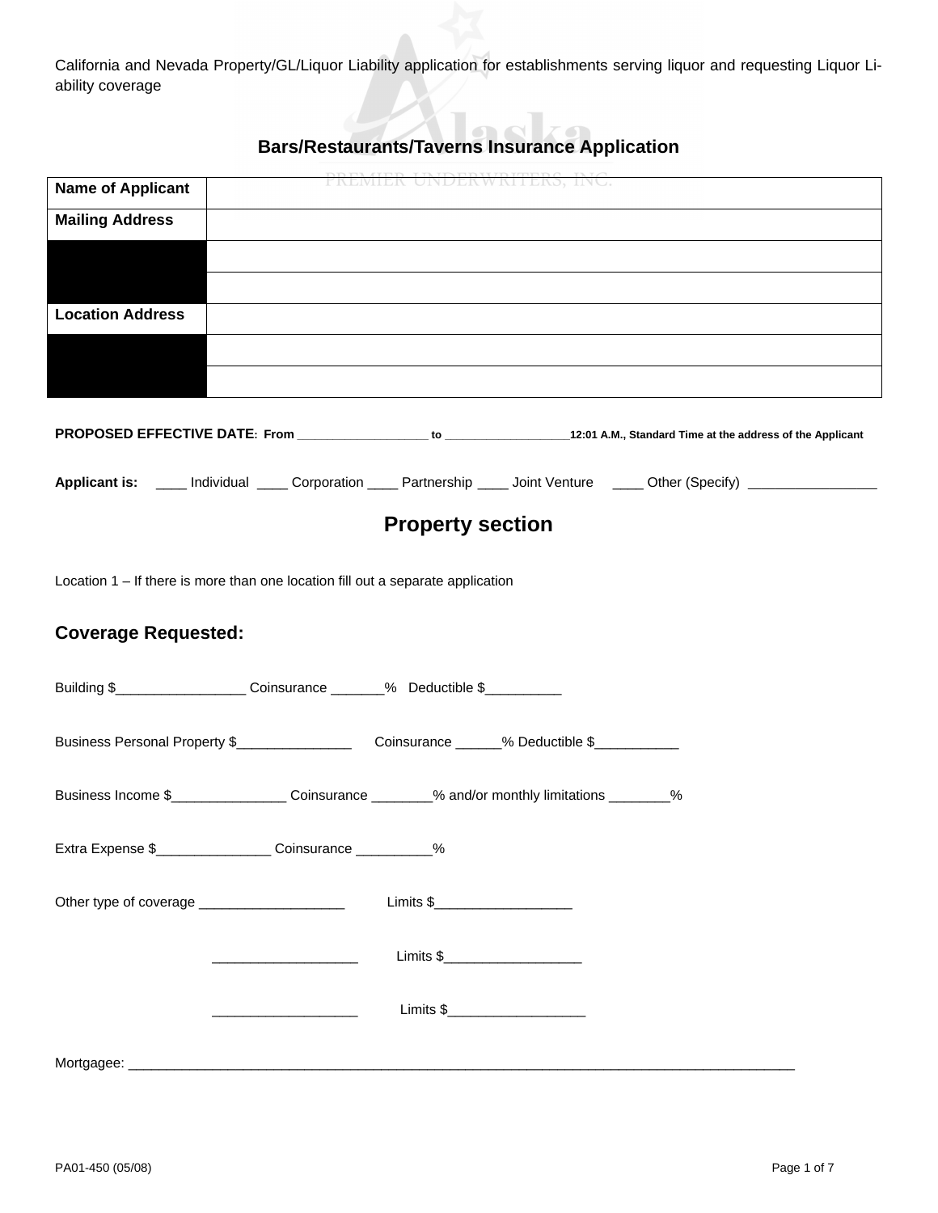California and Nevada Property/GL/Liquor Liability application for establishments serving liquor and requesting Liquor Liability coverage

## Bars/Restaurants/Taverns Insurance Application

| | |
|---|---|
| **Name of Applicant** | |
| **Mailing Address** | |
| | |
| | |
| **Location Address** | |
| | |
| | |

**PROPOSED EFFECTIVE DATE: From** ___________________ **to** ___________________**12:01 A.M., Standard Time at the address of the Applicant**

**Applicant is:** ____ Individual ____ Corporation ____ Partnership ____ Joint Venture ____ Other (Specify) _________________

## Property section

Location 1 – If there is more than one location fill out a separate application

### Coverage Requested:

Building $_________________ Coinsurance _______% Deductible $__________

Business Personal Property $_______________ Coinsurance ______% Deductible $___________

Business Income $_______________ Coinsurance ________% and/or monthly limitations ________%

Extra Expense $_______________ Coinsurance __________%

Other type of coverage ___________________ Limits $__________________

___________________ Limits $__________________

___________________ Limits $__________________

Mortgagee: ____________________________________________________________________________________

PA01-450 (05/08)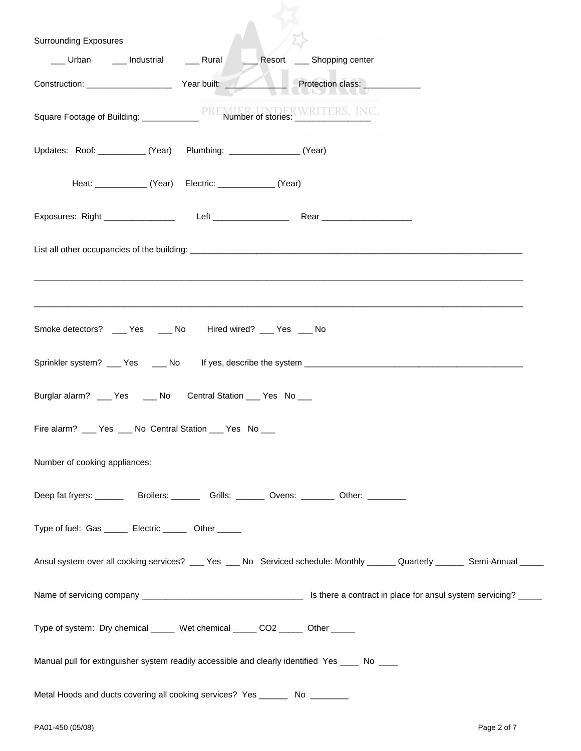Surrounding Exposures

___ Urban ___ Industrial ___ Rural ___ Resort ___ Shopping center

Construction: __________________ Year built: ____________ Protection class: ____________

Square Footage of Building: ____________ Number of stories: _______________

Updates: Roof: __________ (Year) Plumbing: ______________ (Year)

Heat: ___________ (Year) Electric: ____________ (Year)

Exposures: Right _______________ Left ________________ Rear ___________________

List all other occupancies of the building: ______________________________________________________________________

_____________________________________________________________________________________________

_____________________________________________________________________________________________

Smoke detectors? ___ Yes ___ No Hired wired? ___ Yes ___ No

Sprinkler system? ___ Yes ___ No If yes, describe the system _______________________________________________

Burglar alarm? ___ Yes ___ No Central Station ___ Yes No ___

Fire alarm? ___ Yes ___ No Central Station ___ Yes No ___

Number of cooking appliances:

Deep fat fryers: ______ Broilers: ______ Grills: ______ Ovens: _______ Other: ________

Type of fuel: Gas _____ Electric _____ Other _____

Ansul system over all cooking services? ___ Yes ___ No Serviced schedule: Monthly ______ Quarterly ______ Semi-Annual _____

Name of servicing company __________________________________ Is there a contract in place for ansul system servicing? _____

Type of system: Dry chemical _____ Wet chemical _____ $CO_2$ _____ Other _____

Manual pull for extinguisher system readily accessible and clearly identified Yes ____ No ____

Metal Hoods and ducts covering all cooking services? Yes ______ No ________

PA01-450 (05/08)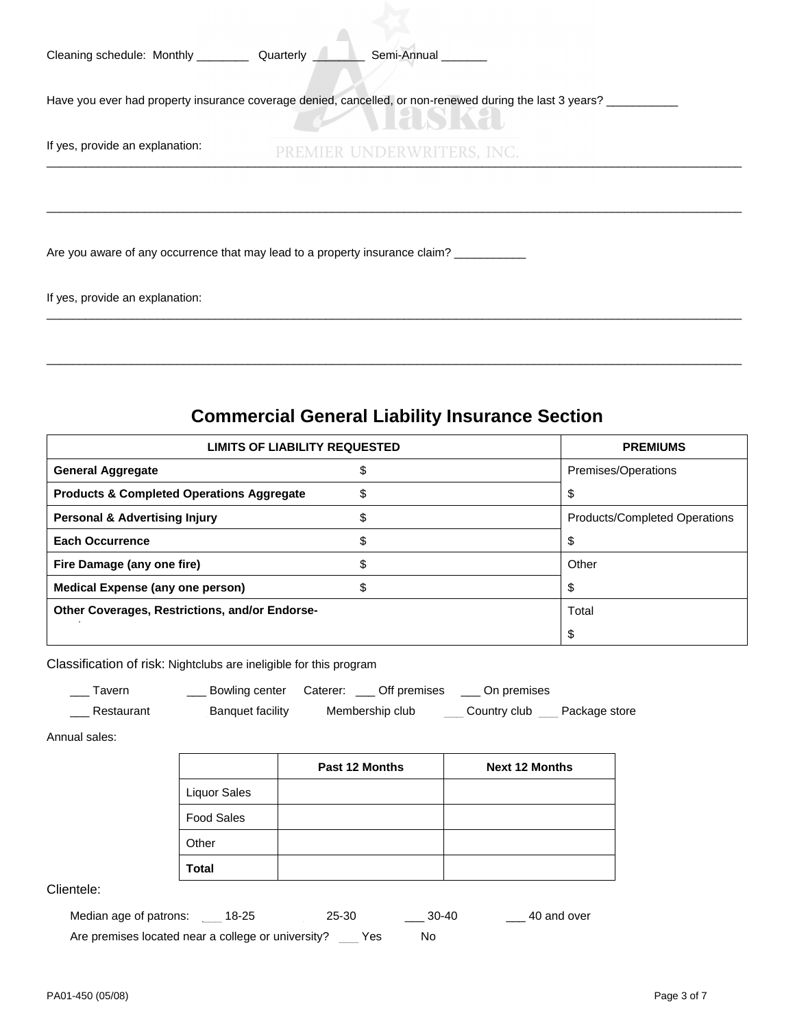Cleaning schedule: Monthly ________ Quarterly ________ Semi-Annual _______

Have you ever had property insurance coverage denied, cancelled, or non-renewed during the last 3 years? ___________

If yes, provide an explanation: ______________________________________________________________________

______________________________________________________________________

Are you aware of any occurrence that may lead to a property insurance claim? ___________

If yes, provide an explanation: ______________________________________________________________________

______________________________________________________________________

## Commercial General Liability Insurance Section

| LIMITS OF LIABILITY REQUESTED | | PREMIUMS |
|---|---|---|
| **General Aggregate** | $ | Premises/Operations |
| **Products & Completed Operations Aggregate** | $ | $ |
| **Personal & Advertising Injury** | $ | Products/Completed Operations |
| **Each Occurrence** | $ | $ |
| **Fire Damage (any one fire)** | $ | Other |
| **Medical Expense (any one person)** | $ | $ |
| **Other Coverages, Restrictions, and/or Endorse-** | | Total<br>$ |

Classification of risk: Nightclubs are ineligible for this program

___ Tavern ___ Bowling center Caterer: ___ Off premises ___ On premises

___ Restaurant Banquet facility Membership club ___ Country club ___ Package store

Annual sales:

| | Past 12 Months | Next 12 Months |
|---|---|---|
| Liquor Sales | | |
| Food Sales | | |
| Other | | |
| **Total** | | |

Clientele:

Median age of patrons: ___ 18-25 25-30 ___ 30-40 ___ 40 and over

Are premises located near a college or university? ___ Yes No

PA01-450 (05/08)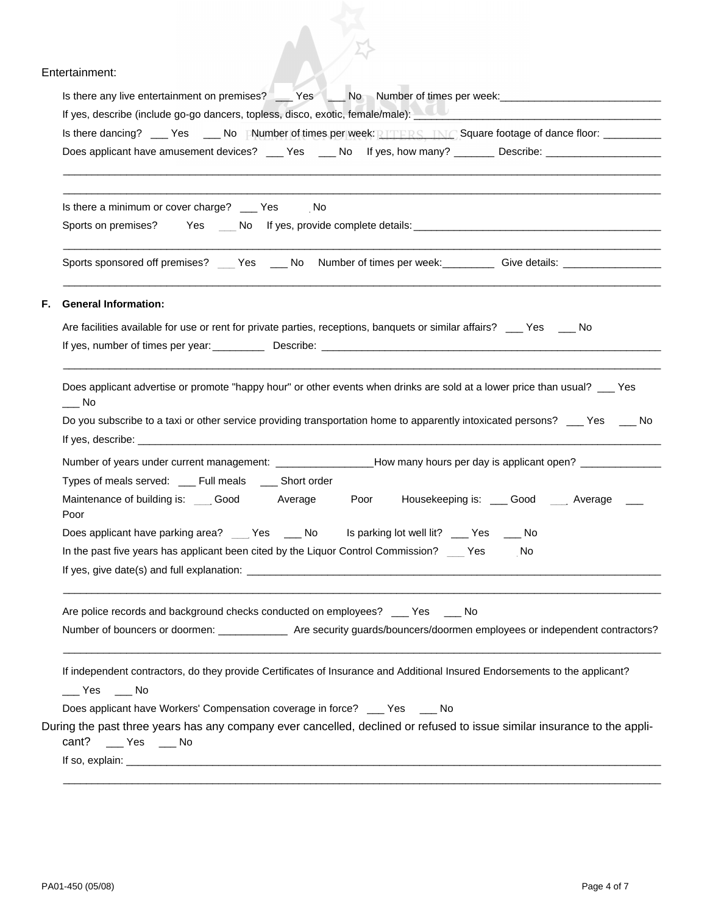Entertainment:

Is there any live entertainment on premises? ___ Yes ___ No Number of times per week:___________________________

If yes, describe (include go-go dancers, topless, disco, exotic, female/male): ________________________________________

Is there dancing? ___ Yes ___ No Number of times per week: ___________ Square footage of dance floor: __________

Does applicant have amusement devices? ___ Yes ___ No If yes, how many? _______ Describe: ____________________

_____________________________________________________________________________________________________

_____________________________________________________________________________________________________

Is there a minimum or cover charge? ___ Yes ___ No

Sports on premises? ___ Yes ___ No If yes, provide complete details: ___________________________________________

_____________________________________________________________________________________________________

Sports sponsored off premises? ___ Yes ___ No Number of times per week:_________ Give details: _________________

_____________________________________________________________________________________________________

**F. General Information:**

Are facilities available for use or rent for private parties, receptions, banquets or similar affairs? ___ Yes ___ No

If yes, number of times per year:_________ Describe: ______________________________________________________________

_____________________________________________________________________________________________________

Does applicant advertise or promote "happy hour" or other events when drinks are sold at a lower price than usual? ___ Yes ___ No

Do you subscribe to a taxi or other service providing transportation home to apparently intoxicated persons? ___ Yes ___ No

If yes, describe: ______________________________________________________________________________________

Number of years under current management: ________________How many hours per day is applicant open? _____________

Types of meals served: ___ Full meals ___ Short order

Maintenance of building is: ___ Good ___ Average ___ Poor Housekeeping is: ___ Good ___ Average ___ Poor

Does applicant have parking area? ___ Yes ___ No Is parking lot well lit? ___ Yes ___ No

In the past five years has applicant been cited by the Liquor Control Commission? ___ Yes ___ No

If yes, give date(s) and full explanation: ____________________________________________________________________

_____________________________________________________________________________________________________

Are police records and background checks conducted on employees? ___ Yes ___ No

Number of bouncers or doormen: ____________ Are security guards/bouncers/doormen employees or independent contractors?

_____________________________________________________________________________________________________

If independent contractors, do they provide Certificates of Insurance and Additional Insured Endorsements to the applicant?

___ Yes ___ No

Does applicant have Workers' Compensation coverage in force? ___ Yes ___ No

During the past three years has any company ever cancelled, declined or refused to issue similar insurance to the applicant? ___ Yes ___ No

If so, explain: _________________________________________________________________________________________

_____________________________________________________________________________________________________

PA01-450 (05/08)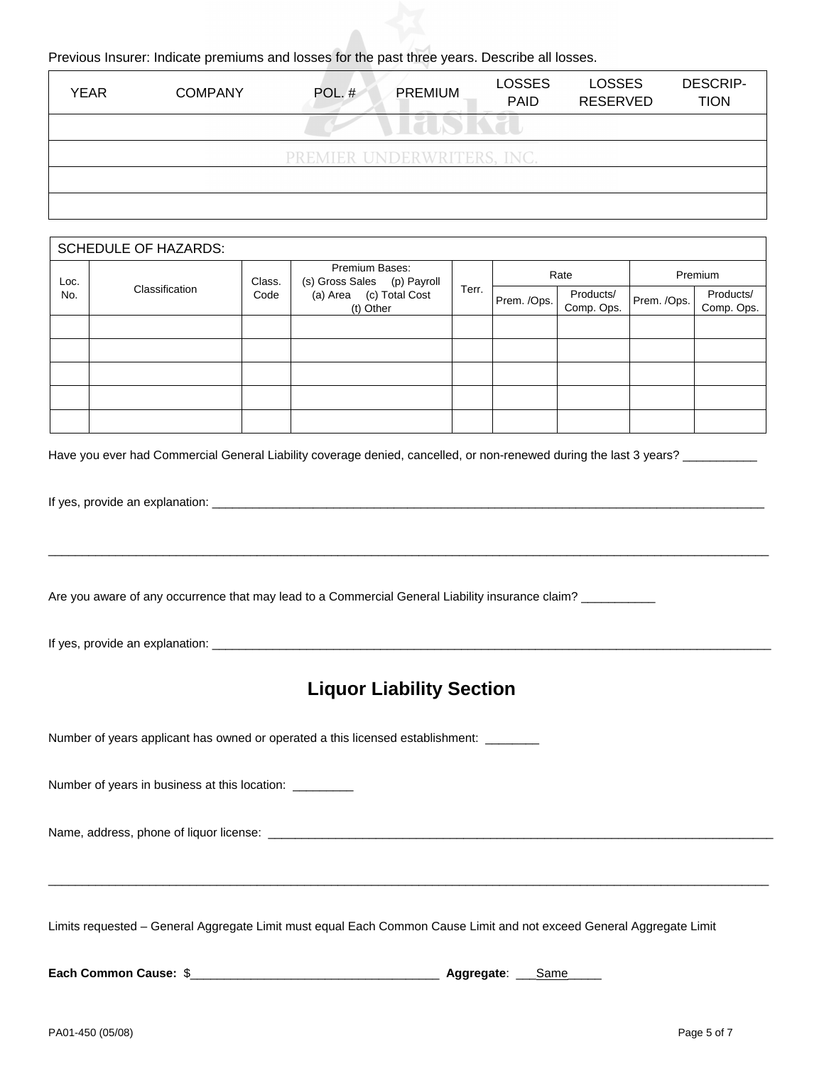Previous Insurer: Indicate premiums and losses for the past three years. Describe all losses.

| YEAR | COMPANY | POL. # | PREMIUM | LOSSES PAID | LOSSES RESERVED | DESCRIP-TION |
|---|---|---|---|---|---|---|
| | | | | | | |
| | | | | | | |
| | | | | | | |
| | | | | | | |

| SCHEDULE OF HAZARDS: | | | | | | | | |
|---|---|---|---|---|---|---|---|---|
| Loc. No. | Classification | Class. Code | Premium Bases: (s) Gross Sales (p) Payroll (a) Area (c) Total Cost (t) Other | Terr. | Rate | | Premium | |
| | | | | | Prem. /Ops. | Products/ Comp. Ops. | Prem. /Ops. | Products/ Comp. Ops. |
| | | | | | | | | |
| | | | | | | | | |
| | | | | | | | | |
| | | | | | | | | |
| | | | | | | | | |

Have you ever had Commercial General Liability coverage denied, cancelled, or non-renewed during the last 3 years? ___________

If yes, provide an explanation: ____________________________________________________________________________________

______________________________________________________________________________________________________

Are you aware of any occurrence that may lead to a Commercial General Liability insurance claim? ___________

If yes, provide an explanation: ____________________________________________________________________________________

## Liquor Liability Section

Number of years applicant has owned or operated a this licensed establishment: ________

Number of years in business at this location: _________

Name, address, phone of liquor license: ________________________________________________________________________

______________________________________________________________________________________________________

Limits requested – General Aggregate Limit must equal Each Common Cause Limit and not exceed General Aggregate Limit

**Each Common Cause:** $____________________________________ **Aggregate**: ___Same_____

PA01-450 (05/08)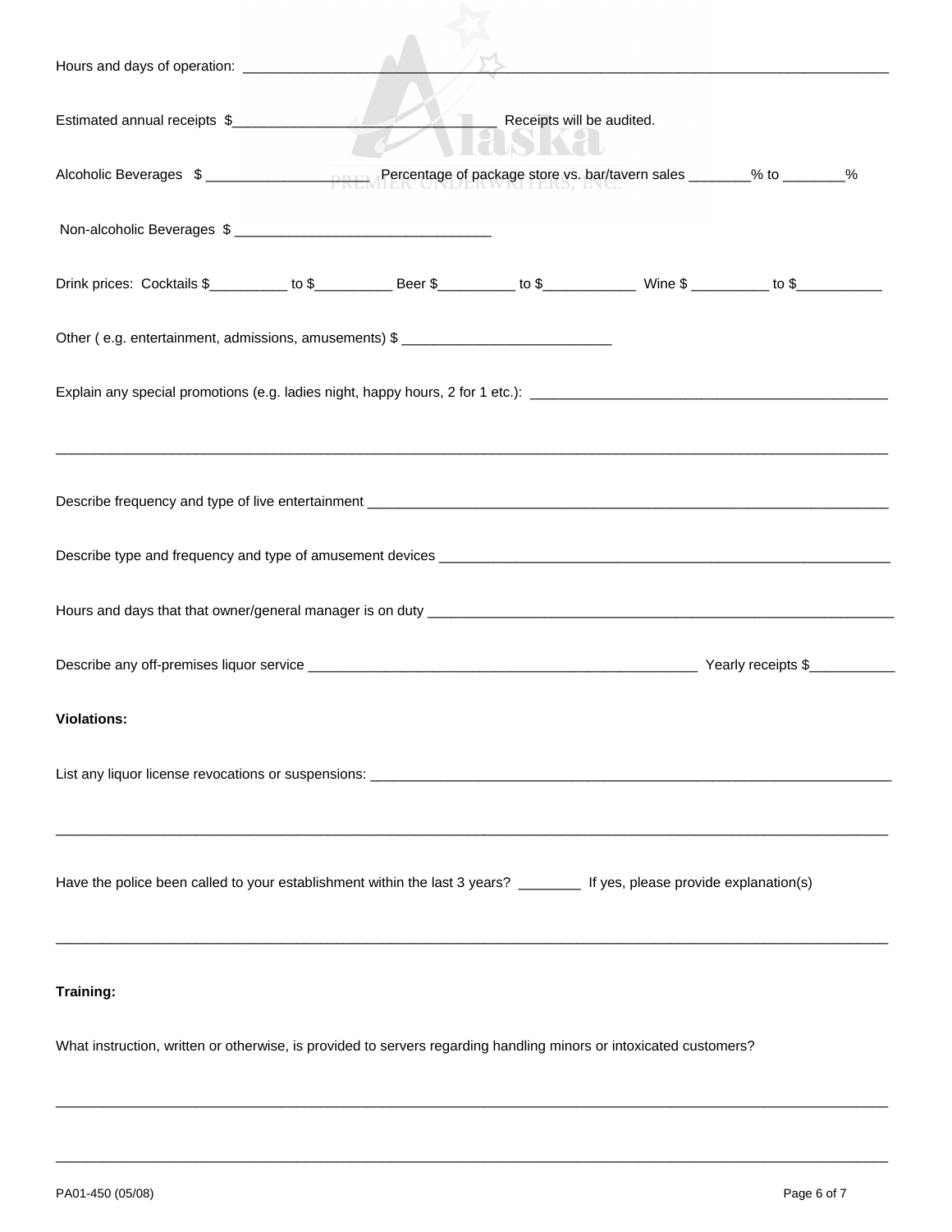Hours and days of operation: ____________________________________________________________________________

Estimated annual receipts $_________________________________ Receipts will be audited.

Alcoholic Beverages $ __________________ Percentage of package store vs. bar/tavern sales ________% to ________%

Non-alcoholic Beverages $ _________________________________

Drink prices: Cocktails $__________ to $__________ Beer $__________ to $____________ Wine $ __________ to $___________

Other ( e.g. entertainment, admissions, amusements) $ ___________________________

Explain any special promotions (e.g. ladies night, happy hours, 2 for 1 etc.): ______________________________________________

________________________________________________________________________________________________________

Describe frequency and type of live entertainment ______________________________________________________________________

Describe type and frequency and type of amusement devices _______________________________________________________________

Hours and days that that owner/general manager is on duty ________________________________________________________________

Describe any off-premises liquor service ____________________________________________________ Yearly receipts $___________

**Violations:**

List any liquor license revocations or suspensions: ________________________________________________________________________

________________________________________________________________________________________________________

Have the police been called to your establishment within the last 3 years? ________ If yes, please provide explanation(s)

________________________________________________________________________________________________________

**Training:**

What instruction, written or otherwise, is provided to servers regarding handling minors or intoxicated customers?

________________________________________________________________________________________________________

________________________________________________________________________________________________________

PA01-450 (05/08)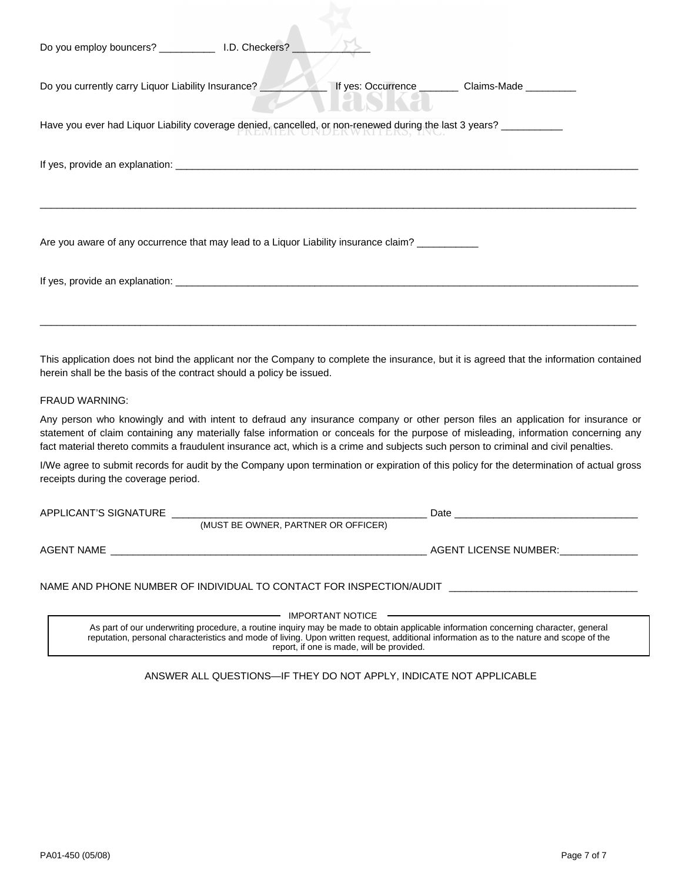Do you employ bouncers? __________ I.D. Checkers? _____________

Do you currently carry Liquor Liability Insurance? ___________ If yes: Occurrence _______ Claims-Made _________

Have you ever had Liquor Liability coverage denied, cancelled, or non-renewed during the last 3 years? ___________

If yes, provide an explanation: ________________________________________________________________________________

________________________________________________________________________________________________________

Are you aware of any occurrence that may lead to a Liquor Liability insurance claim? ___________

If yes, provide an explanation: ________________________________________________________________________________

________________________________________________________________________________________________________

This application does not bind the applicant nor the Company to complete the insurance, but it is agreed that the information contained herein shall be the basis of the contract should a policy be issued.

FRAUD WARNING:

Any person who knowingly and with intent to defraud any insurance company or other person files an application for insurance or statement of claim containing any materially false information or conceals for the purpose of misleading, information concerning any fact material thereto commits a fraudulent insurance act, which is a crime and subjects such person to criminal and civil penalties.

I/We agree to submit records for audit by the Company upon termination or expiration of this policy for the determination of actual gross receipts during the coverage period.

APPLICANT'S SIGNATURE ______________________________________________ Date ________________________________
(MUST BE OWNER, PARTNER OR OFFICER)

AGENT NAME __________________________________________________________ AGENT LICENSE NUMBER:______________

NAME AND PHONE NUMBER OF INDIVIDUAL TO CONTACT FOR INSPECTION/AUDIT _________________________________

IMPORTANT NOTICE

As part of our underwriting procedure, a routine inquiry may be made to obtain applicable information concerning character, general reputation, personal characteristics and mode of living. Upon written request, additional information as to the nature and scope of the report, if one is made, will be provided.

ANSWER ALL QUESTIONS—IF THEY DO NOT APPLY, INDICATE NOT APPLICABLE

PA01-450 (05/08)